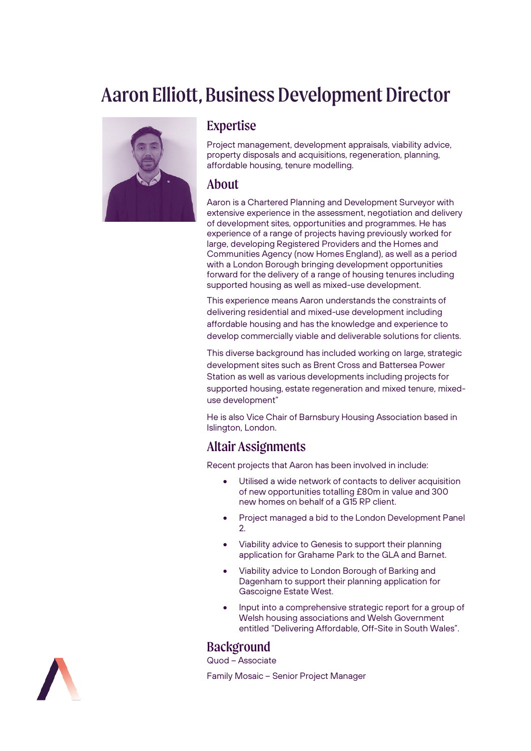# Aaron Elliott, Business Development Director

## Expertise

Project management, development appraisals, viability advice, property disposals and acquisitions, regeneration, planning, affordable housing, tenure modelling.

## About

Aaron is a Chartered Planning and Development Surveyor with extensive experience in the assessment, negotiation and delivery of development sites, opportunities and programmes. He has experience of a range of projects having previously worked for large, developing Registered Providers and the Homes and Communities Agency (now Homes England), as well as a period with a London Borough bringing development opportunities forward for the delivery of a range of housing tenures including supported housing as well as mixed-use development.

This experience means Aaron understands the constraints of delivering residential and mixed-use development including affordable housing and has the knowledge and experience to develop commercially viable and deliverable solutions for clients.

This diverse background has included working on large, strategic development sites such as Brent Cross and Battersea Power Station as well as various developments including projects for supported housing, estate regeneration and mixed tenure, mixed-use development"

He is also Vice Chair of Barnsbury Housing Association based in Islington, London.

## Altair Assignments

Recent projects that Aaron has been involved in include:

- Utilised a wide network of contacts to deliver acquisition of new opportunities totalling £80m in value and 300 new homes on behalf of a G15 RP client.
- Project managed a bid to the London Development Panel 2.
- Viability advice to Genesis to support their planning application for Grahame Park to the GLA and Barnet.
- Viability advice to London Borough of Barking and Dagenham to support their planning application for Gascoigne Estate West.
- Input into a comprehensive strategic report for a group of Welsh housing associations and Welsh Government entitled "Delivering Affordable, Off-Site in South Wales".

## Background

Quod – Associate

Family Mosaic – Senior Project Manager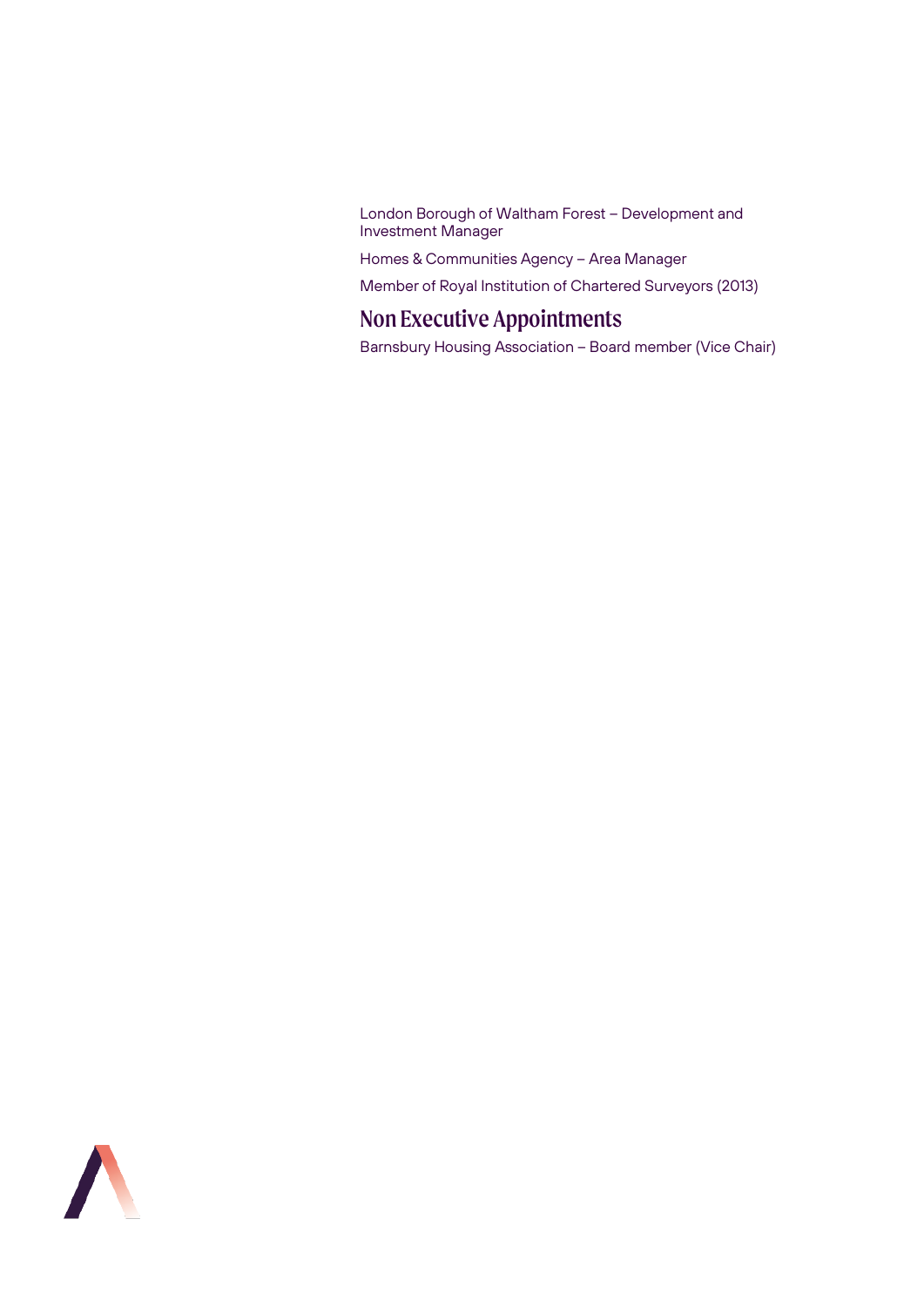London Borough of Waltham Forest – Development and Investment Manager

Homes & Communities Agency – Area Manager

Member of Royal Institution of Chartered Surveyors (2013)

## Non Executive Appointments

Barnsbury Housing Association – Board member (Vice Chair)